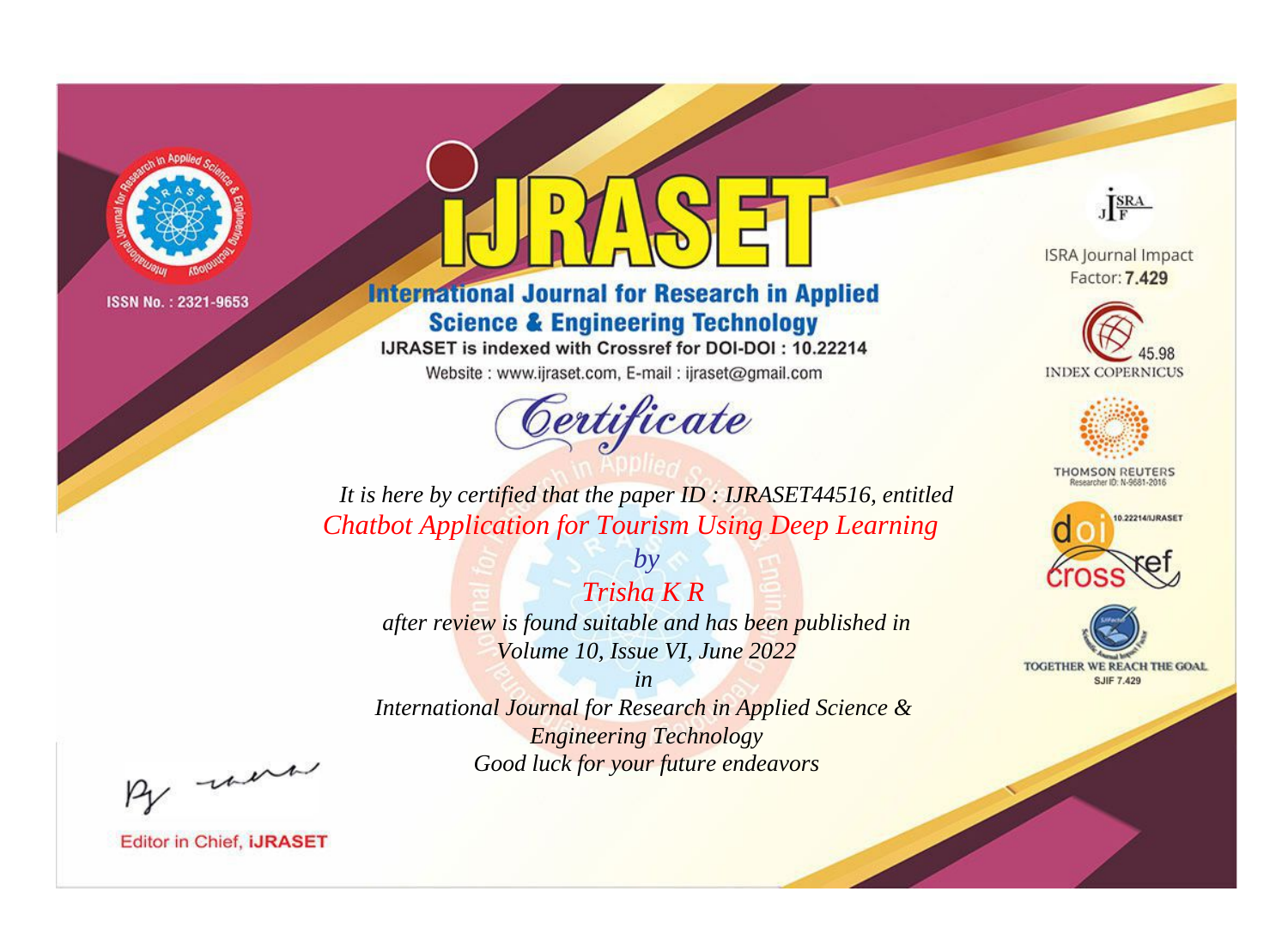ISSN No. : 2321-9653

# iJRASET

## International Journal for Research in Applied Science & Engineering Technology

IJRASET is indexed with Crossref for DOI-DOI : 10.22214

Website : www.ijraset.com, E-mail : ijraset@gmail.com

ISRA Journal Impact Factor: **7.429**

45.98 INDEX COPERNICUS

THOMSON REUTERS Researcher ID: N-9681-2016

10.22214/IJRASET

TOGETHER WE REACH THE GOAL SJIF 7.429

## *Certificate*

*It is here by certified that the paper ID : IJRASET44516, entitled*

*Chatbot Application for Tourism Using Deep Learning*

*by*

*Trisha K R*

*after review is found suitable and has been published in*

*Volume 10, Issue VI, June 2022*

*in*

*International Journal for Research in Applied Science & Engineering Technology*

*Good luck for your future endeavors*

Editor in Chief, **iJRASET**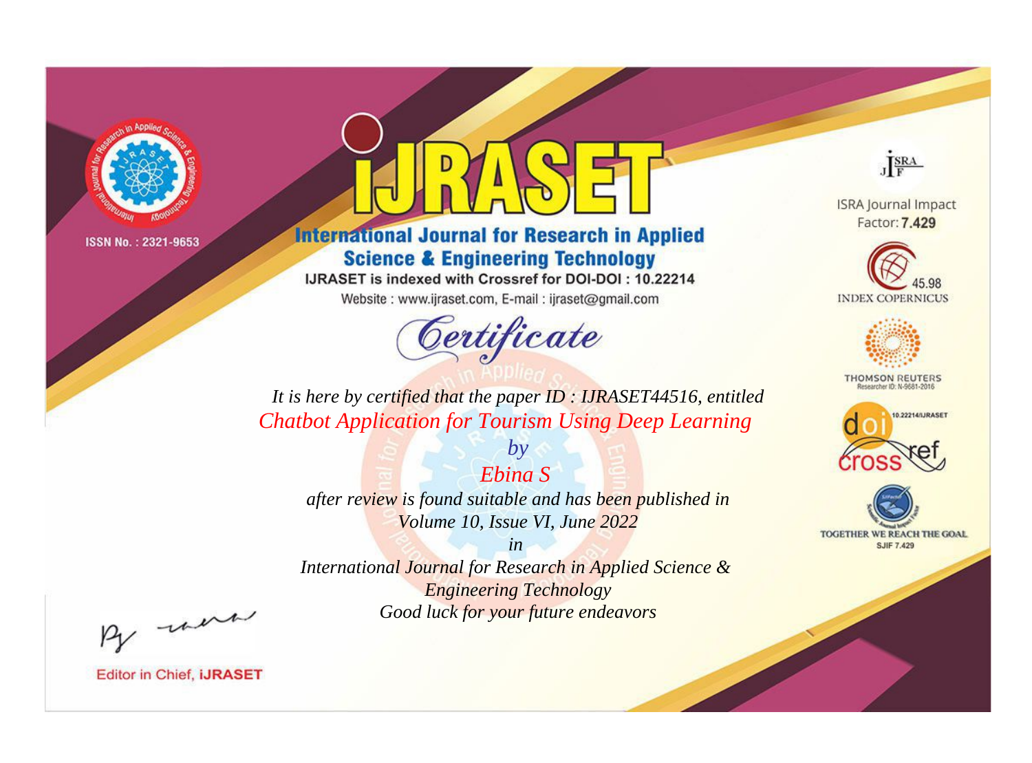ISSN No. : 2321-9653

# IJRASET

## International Journal for Research in Applied Science & Engineering Technology

IJRASET is indexed with Crossref for DOI-DOI : 10.22214

Website : www.ijraset.com, E-mail : ijraset@gmail.com

ISRA Journal Impact Factor: **7.429**

45.98 INDEX COPERNICUS

THOMSON REUTERS Researcher ID: N-9681-2016

10.22214/IJRASET

TOGETHER WE REACH THE GOAL SJIF 7.429

*Certificate*

*It is here by certified that the paper ID : IJRASET44516, entitled*

*Chatbot Application for Tourism Using Deep Learning*

*by*

*Ebina S*

*after review is found suitable and has been published in*

*Volume 10, Issue VI, June 2022*

*in*

*International Journal for Research in Applied Science & Engineering Technology*

*Good luck for your future endeavors*

Editor in Chief, **iJRASET**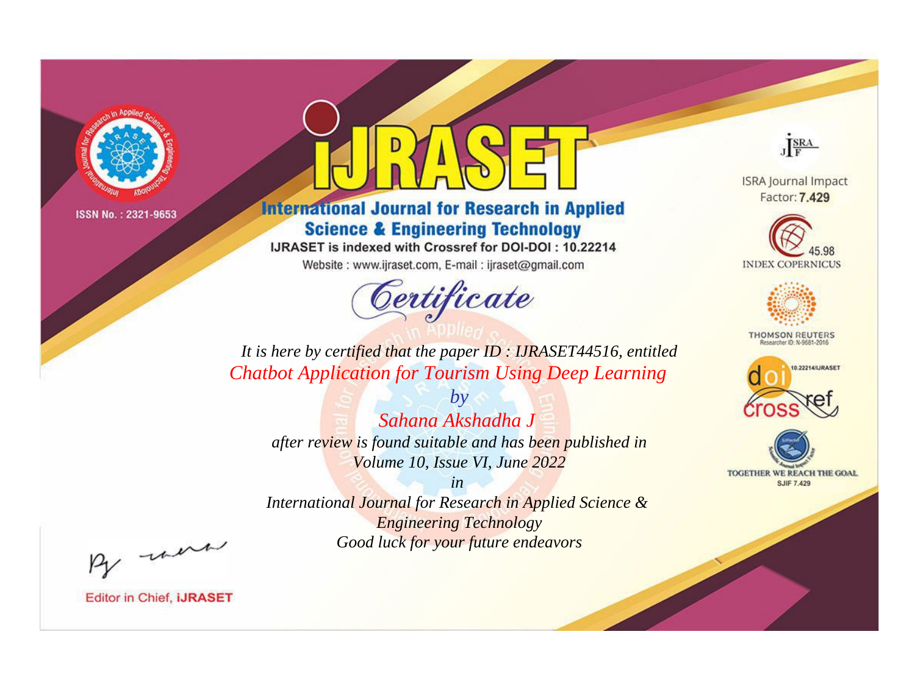ISSN No. : 2321-9653

# iJRASET

## International Journal for Research in Applied Science & Engineering Technology

IJRASET is indexed with Crossref for DOI-DOI : 10.22214

Website : www.ijraset.com, E-mail : ijraset@gmail.com

ISRA Journal Impact Factor: **7.429**

45.98 INDEX COPERNICUS

THOMSON REUTERS Researcher ID: N-9681-2016

10.22214/IJRASET

TOGETHER WE REACH THE GOAL SJIF 7.429

# Certificate

*It is here by certified that the paper ID : IJRASET44516, entitled*

*Chatbot Application for Tourism Using Deep Learning*

*by*

*Sahana Akshadha J*

*after review is found suitable and has been published in*

*Volume 10, Issue VI, June 2022*

*in*

*International Journal for Research in Applied Science & Engineering Technology*

*Good luck for your future endeavors*

Editor in Chief, **iJRASET**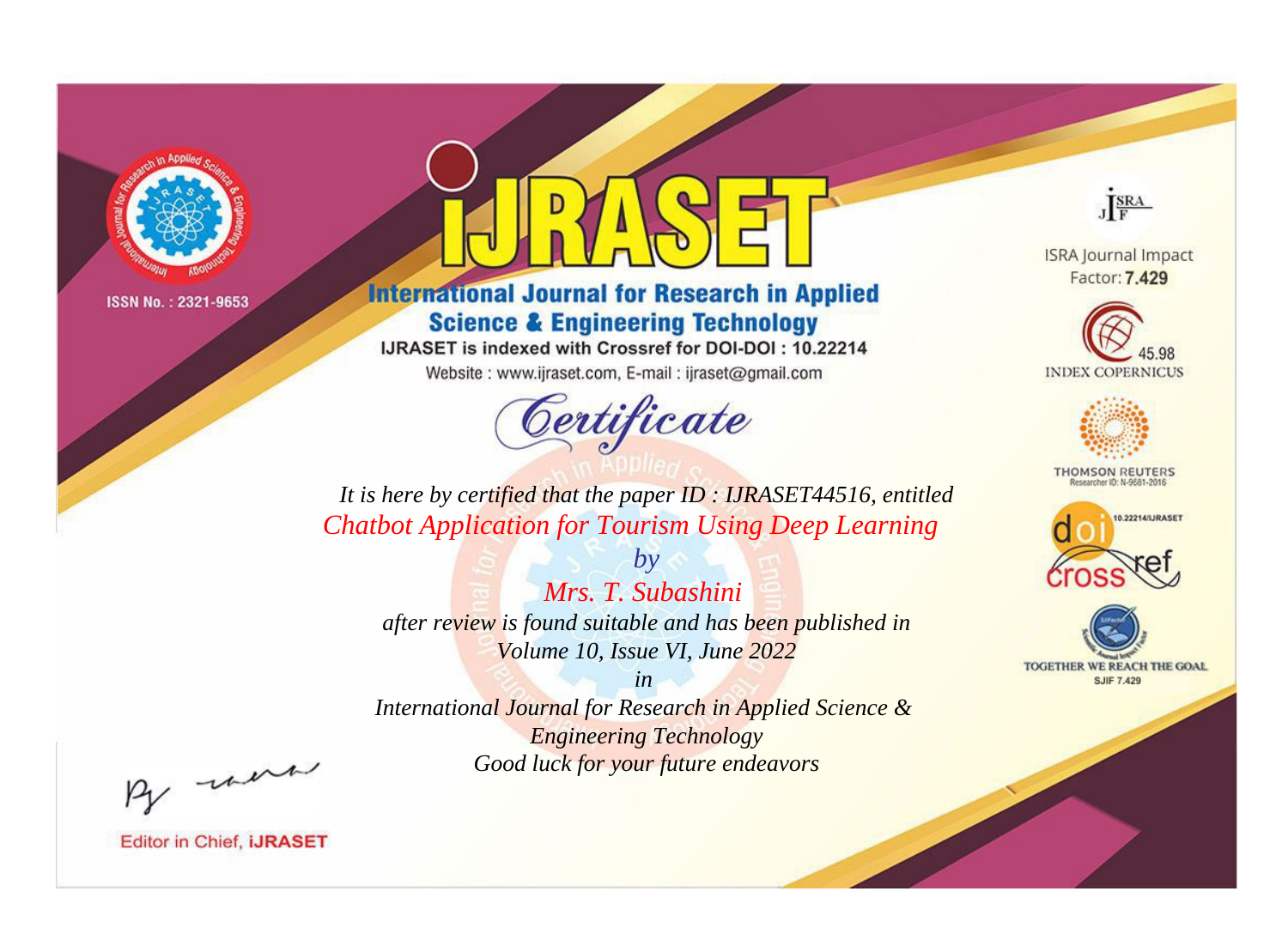ISSN No. : 2321-9653

# IJRASET

## International Journal for Research in Applied Science & Engineering Technology

IJRASET is indexed with Crossref for DOI-DOI : 10.22214

Website : www.ijraset.com, E-mail : ijraset@gmail.com

*Certificate*

*It is here by certified that the paper ID : IJRASET44516, entitled*

*Chatbot Application for Tourism Using Deep Learning*

*by*

*Mrs. T. Subashini*

*after review is found suitable and has been published in*

*Volume 10, Issue VI, June 2022*

*in*

*International Journal for Research in Applied Science & Engineering Technology*

*Good luck for your future endeavors*

ISRA Journal Impact Factor: **7.429**

45.98 INDEX COPERNICUS

THOMSON REUTERS

Researcher ID: N-9681-2016

10.22214/IJRASET

TOGETHER WE REACH THE GOAL

SJIF 7.429

Editor in Chief, **IJRASET**